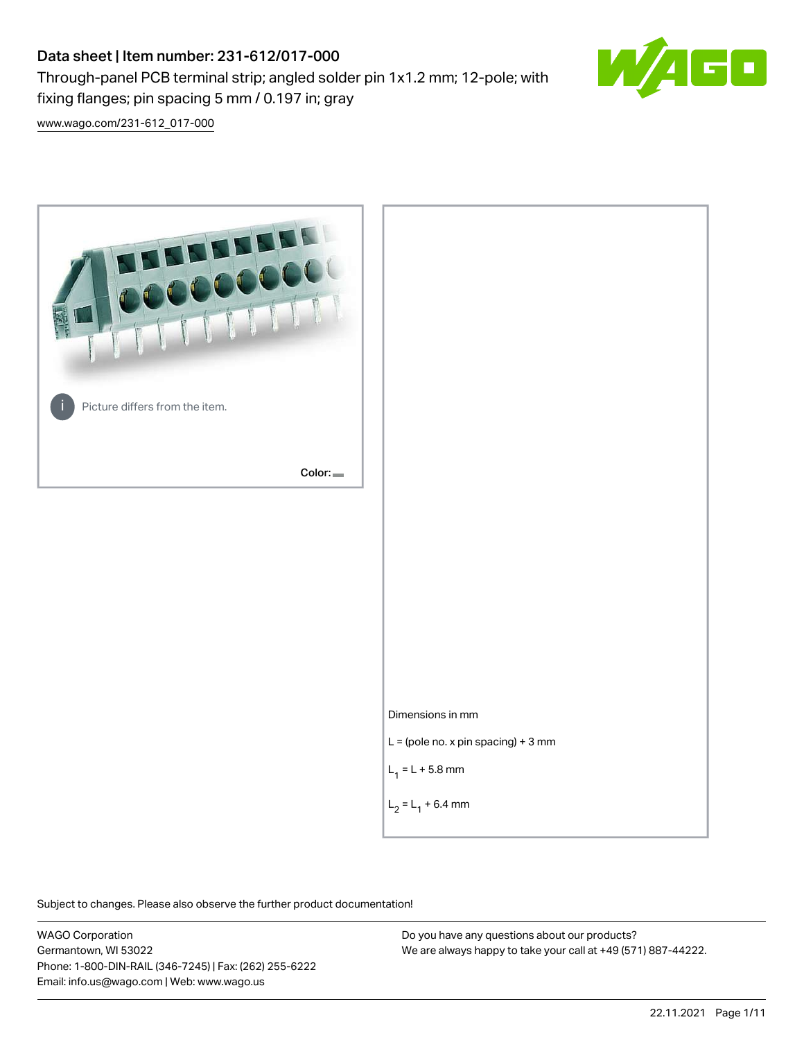# Data sheet | Item number: 231-612/017-000

Through-panel PCB terminal strip; angled solder pin 1x1.2 mm; 12-pole; with fixing flanges; pin spacing 5 mm / 0.197 in; gray

www.wago.com/231-612_017-000

Picture differs from the item.

Color:

Dimensions in mm

L = (pole no. x pin spacing) + 3 mm

$L_1$ = L + 5.8 mm

$L_2$ = $L_1$ + 6.4 mm

Subject to changes. Please also observe the further product documentation!

WAGO Corporation
Germantown, WI 53022
Phone: 1-800-DIN-RAIL (346-7245) | Fax: (262) 255-6222
Email: info.us@wago.com | Web: www.wago.us

Do you have any questions about our products?
We are always happy to take your call at +49 (571) 887-44222.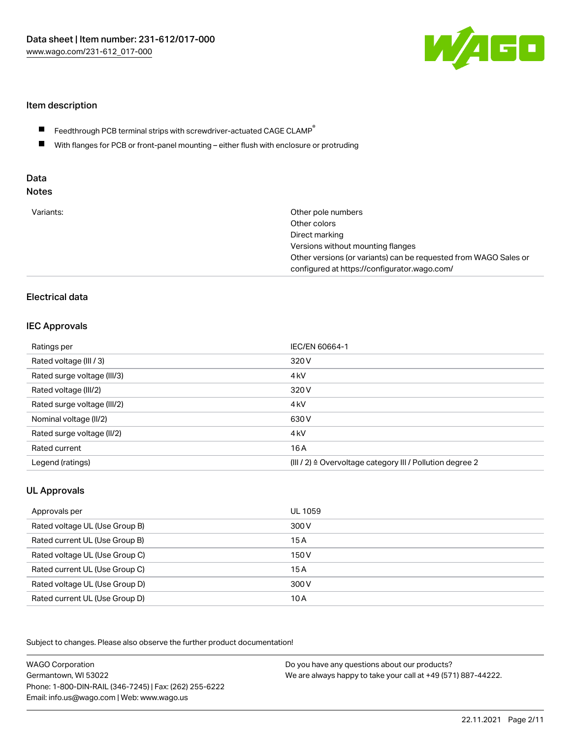## Item description

- Feedthrough PCB terminal strips with screwdriver-actuated CAGE CLAMP®
- With flanges for PCB or front-panel mounting – either flush with enclosure or protruding

## Data
### Notes

| | |
|---|---|
| Variants: | Other pole numbers<br>Other colors<br>Direct marking<br>Versions without mounting flanges<br>Other versions (or variants) can be requested from WAGO Sales or configured at https://configurator.wago.com/ |

## Electrical data

### IEC Approvals

| | |
|---|---|
| Ratings per | IEC/EN 60664-1 |
| Rated voltage (III / 3) | 320 V |
| Rated surge voltage (III/3) | 4 kV |
| Rated voltage (III/2) | 320 V |
| Rated surge voltage (III/2) | 4 kV |
| Nominal voltage (II/2) | 630 V |
| Rated surge voltage (II/2) | 4 kV |
| Rated current | 16 A |
| Legend (ratings) | (III / 2) ≙ Overvoltage category III / Pollution degree 2 |

### UL Approvals

| | |
|---|---|
| Approvals per | UL 1059 |
| Rated voltage UL (Use Group B) | 300 V |
| Rated current UL (Use Group B) | 15 A |
| Rated voltage UL (Use Group C) | 150 V |
| Rated current UL (Use Group C) | 15 A |
| Rated voltage UL (Use Group D) | 300 V |
| Rated current UL (Use Group D) | 10 A |

Subject to changes. Please also observe the further product documentation!

WAGO Corporation
Germantown, WI 53022
Phone: 1-800-DIN-RAIL (346-7245) | Fax: (262) 255-6222
Email: info.us@wago.com | Web: www.wago.us

Do you have any questions about our products?
We are always happy to take your call at +49 (571) 887-44222.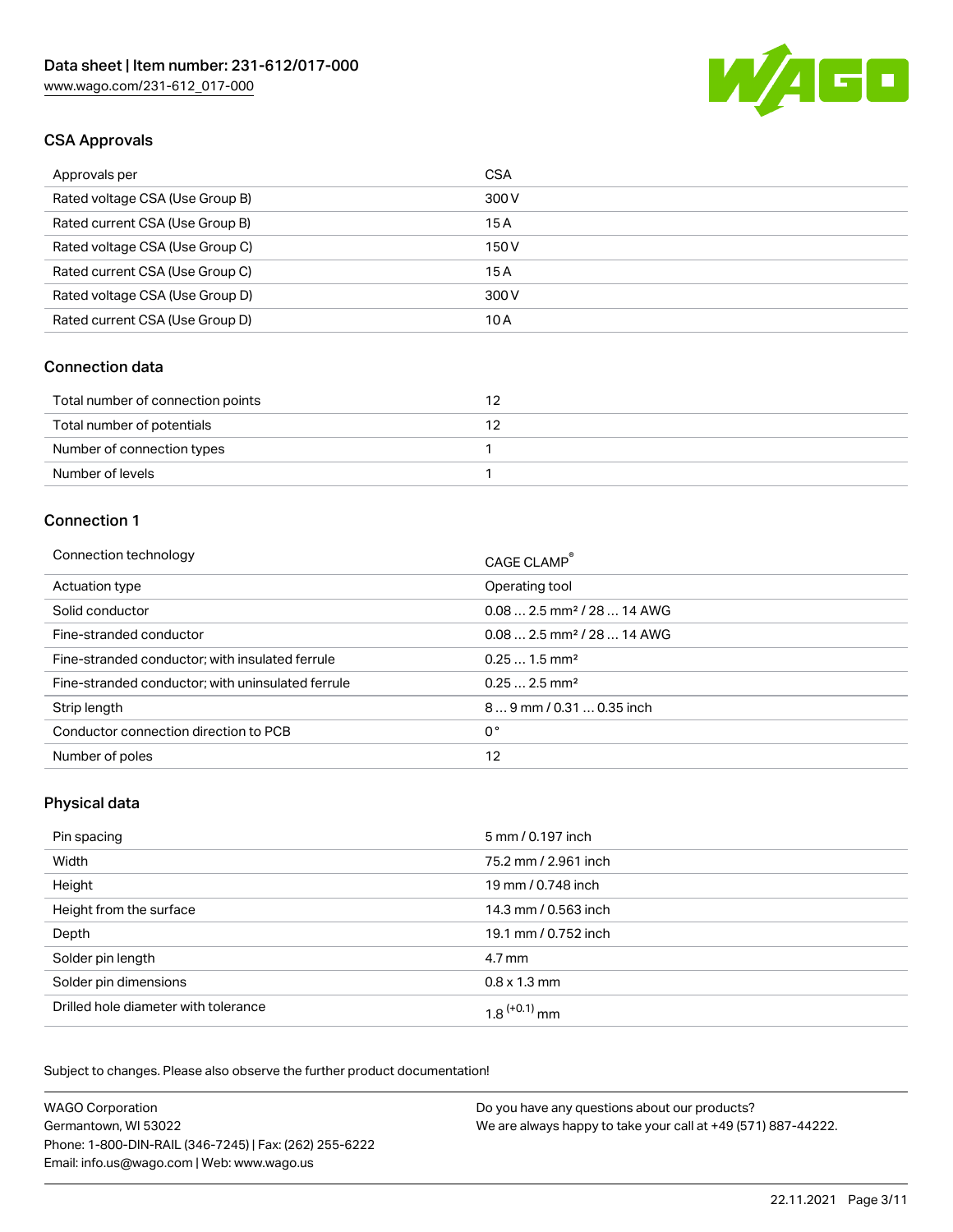## CSA Approvals

| Approvals per | CSA |
| --- | --- |
| Rated voltage CSA (Use Group B) | 300 V |
| Rated current CSA (Use Group B) | 15 A |
| Rated voltage CSA (Use Group C) | 150 V |
| Rated current CSA (Use Group C) | 15 A |
| Rated voltage CSA (Use Group D) | 300 V |
| Rated current CSA (Use Group D) | 10 A |

## Connection data

| Total number of connection points | 12 |
| --- | --- |
| Total number of potentials | 12 |
| Number of connection types | 1 |
| Number of levels | 1 |

## Connection 1

| Connection technology | CAGE CLAMP® |
| --- | --- |
| Actuation type | Operating tool |
| Solid conductor | 0.08 … 2.5 mm² / 28 … 14 AWG |
| Fine-stranded conductor | 0.08 … 2.5 mm² / 28 … 14 AWG |
| Fine-stranded conductor; with insulated ferrule | 0.25 … 1.5 mm² |
| Fine-stranded conductor; with uninsulated ferrule | 0.25 … 2.5 mm² |
| Strip length | 8 … 9 mm / 0.31 … 0.35 inch |
| Conductor connection direction to PCB | 0 ° |
| Number of poles | 12 |

## Physical data

| Pin spacing | 5 mm / 0.197 inch |
| --- | --- |
| Width | 75.2 mm / 2.961 inch |
| Height | 19 mm / 0.748 inch |
| Height from the surface | 14.3 mm / 0.563 inch |
| Depth | 19.1 mm / 0.752 inch |
| Solder pin length | 4.7 mm |
| Solder pin dimensions | 0.8 x 1.3 mm |
| Drilled hole diameter with tolerance | $1.8^{(+0.1)}$ mm |

Subject to changes. Please also observe the further product documentation!

WAGO Corporation
Germantown, WI 53022
Phone: 1-800-DIN-RAIL (346-7245) | Fax: (262) 255-6222
Email: info.us@wago.com | Web: www.wago.us

Do you have any questions about our products?
We are always happy to take your call at +49 (571) 887-44222.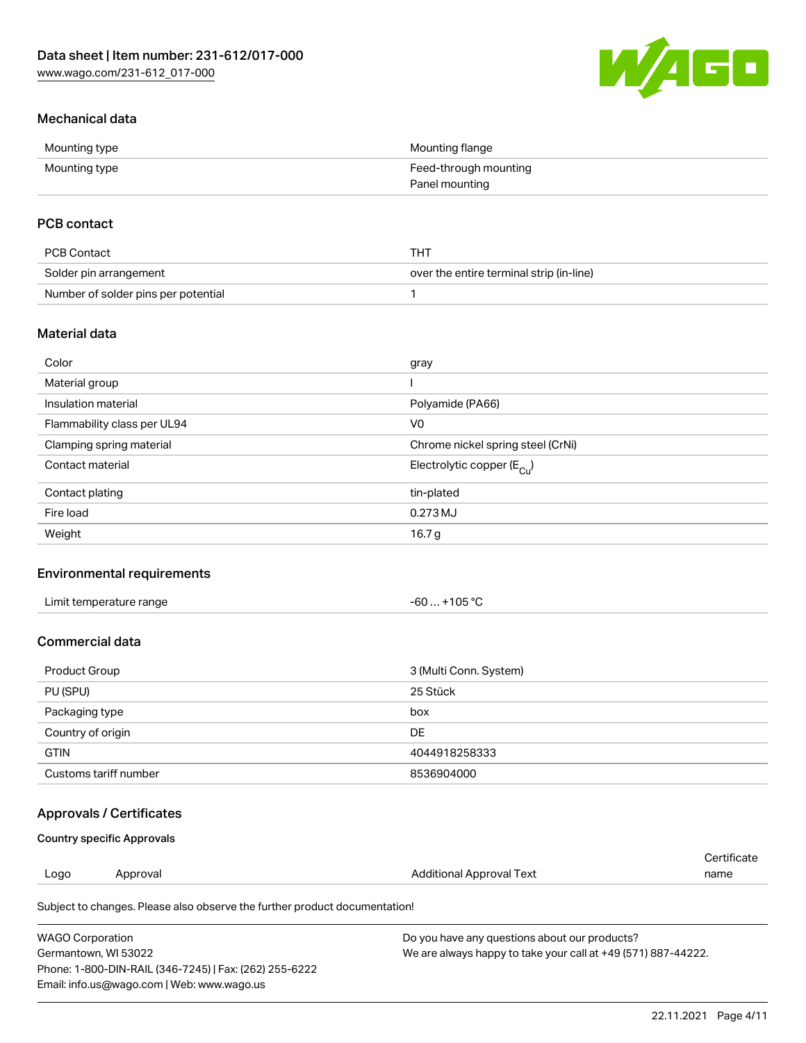## Mechanical data

| | |
|---|---|
| Mounting type | Mounting flange |
| Mounting type | Feed-through mounting<br>Panel mounting |

## PCB contact

| | |
|---|---|
| PCB Contact | THT |
| Solder pin arrangement | over the entire terminal strip (in-line) |
| Number of solder pins per potential | 1 |

## Material data

| | |
|---|---|
| Color | gray |
| Material group | I |
| Insulation material | Polyamide (PA66) |
| Flammability class per UL94 | V0 |
| Clamping spring material | Chrome nickel spring steel (CrNi) |
| Contact material | Electrolytic copper ($E_{Cu}$) |
| Contact plating | tin-plated |
| Fire load | 0.273 MJ |
| Weight | 16.7 g |

## Environmental requirements

| | |
|---|---|
| Limit temperature range | -60 … +105 °C |

## Commercial data

| | |
|---|---|
| Product Group | 3 (Multi Conn. System) |
| PU (SPU) | 25 Stück |
| Packaging type | box |
| Country of origin | DE |
| GTIN | 4044918258333 |
| Customs tariff number | 8536904000 |

## Approvals / Certificates

### Country specific Approvals

| Logo | Approval | Additional Approval Text | Certificate name |
|---|---|---|---|

Subject to changes. Please also observe the further product documentation!

WAGO Corporation
Germantown, WI 53022
Phone: 1-800-DIN-RAIL (346-7245) | Fax: (262) 255-6222
Email: info.us@wago.com | Web: www.wago.us

Do you have any questions about our products?
We are always happy to take your call at +49 (571) 887-44222.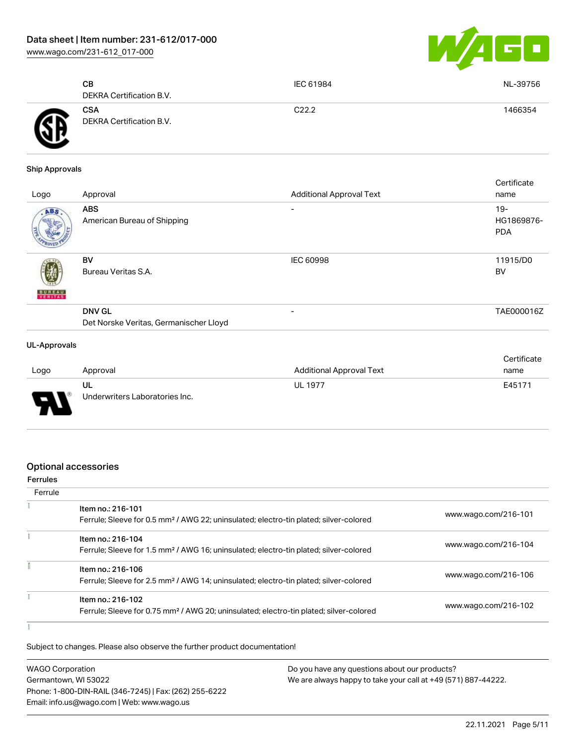| Logo | Approval | Additional Approval Text | Certificate name |
| --- | --- | --- | --- |
| | **CB**<br>DEKRA Certification B.V. | IEC 61984 | NL-39756 |
| | **CSA**<br>DEKRA Certification B.V. | C22.2 | 1466354 |

### Ship Approvals

| Logo | Approval | Additional Approval Text | Certificate name |
| --- | --- | --- | --- |
| | **ABS**<br>American Bureau of Shipping | - | 19-HG1869876-PDA |
| | **BV**<br>Bureau Veritas S.A. | IEC 60998 | 11915/D0 BV |
| | **DNV GL**<br>Det Norske Veritas, Germanischer Lloyd | - | TAE000016Z |

### UL-Approvals

| Logo | Approval | Additional Approval Text | Certificate name |
| --- | --- | --- | --- |
| | **UL**<br>Underwriters Laboratories Inc. | UL 1977 | E45171 |

## Optional accessories

### Ferrules

| Ferrule | |
| --- | --- |
| Item no.: 216-101<br>Ferrule; Sleeve for 0.5 mm² / AWG 22; uninsulated; electro-tin plated; silver-colored | www.wago.com/216-101 |
| Item no.: 216-104<br>Ferrule; Sleeve for 1.5 mm² / AWG 16; uninsulated; electro-tin plated; silver-colored | www.wago.com/216-104 |
| Item no.: 216-106<br>Ferrule; Sleeve for 2.5 mm² / AWG 14; uninsulated; electro-tin plated; silver-colored | www.wago.com/216-106 |
| Item no.: 216-102<br>Ferrule; Sleeve for 0.75 mm² / AWG 20; uninsulated; electro-tin plated; silver-colored | www.wago.com/216-102 |

Subject to changes. Please also observe the further product documentation!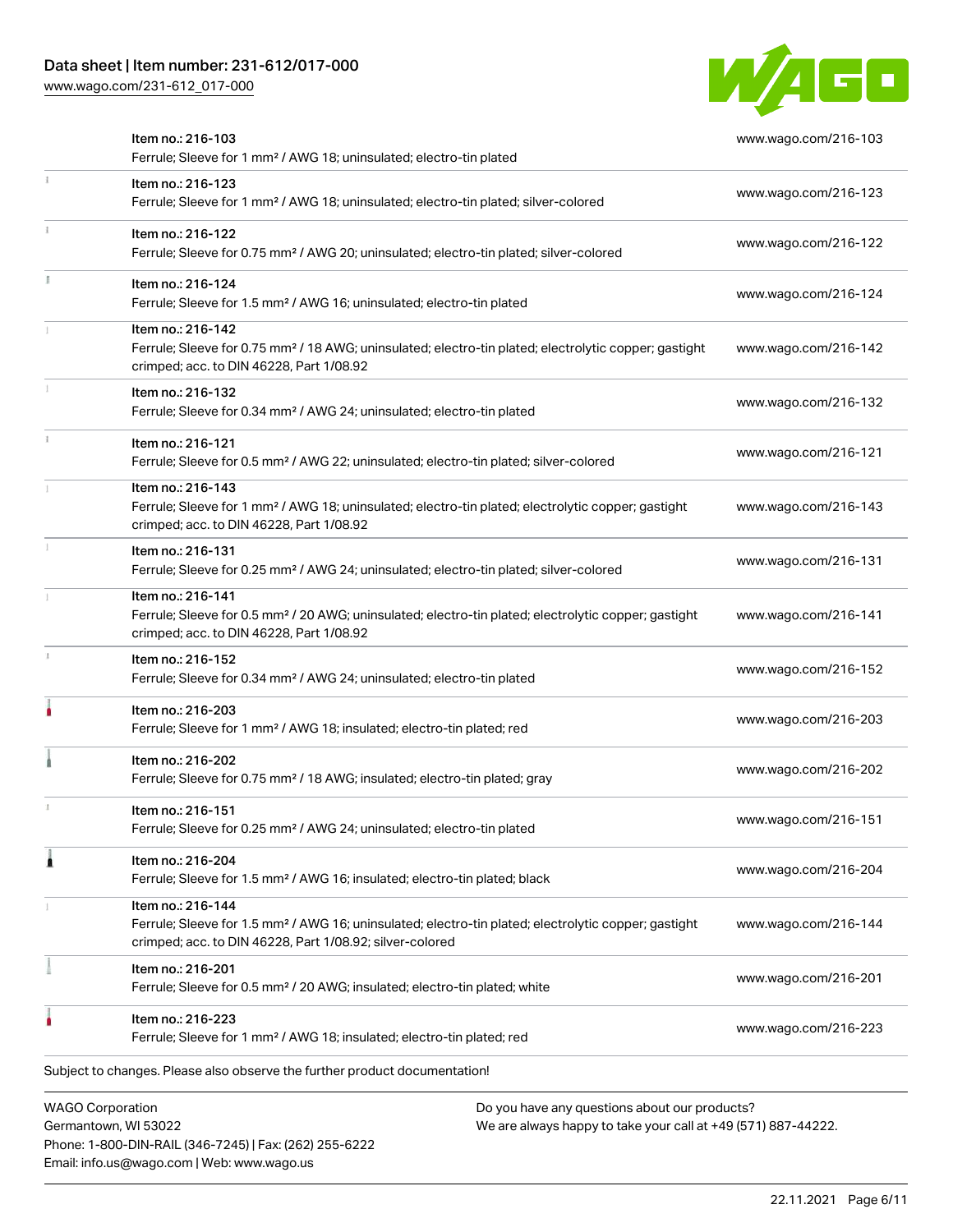| Item | Link |
| --- | --- |
| Item no.: 216-103<br>Ferrule; Sleeve for 1 mm² / AWG 18; uninsulated; electro-tin plated | www.wago.com/216-103 |
| Item no.: 216-123<br>Ferrule; Sleeve for 1 mm² / AWG 18; uninsulated; electro-tin plated; silver-colored | www.wago.com/216-123 |
| Item no.: 216-122<br>Ferrule; Sleeve for 0.75 mm² / AWG 20; uninsulated; electro-tin plated; silver-colored | www.wago.com/216-122 |
| Item no.: 216-124<br>Ferrule; Sleeve for 1.5 mm² / AWG 16; uninsulated; electro-tin plated | www.wago.com/216-124 |
| Item no.: 216-142<br>Ferrule; Sleeve for 0.75 mm² / 18 AWG; uninsulated; electro-tin plated; electrolytic copper; gastight crimped; acc. to DIN 46228, Part 1/08.92 | www.wago.com/216-142 |
| Item no.: 216-132<br>Ferrule; Sleeve for 0.34 mm² / AWG 24; uninsulated; electro-tin plated | www.wago.com/216-132 |
| Item no.: 216-121<br>Ferrule; Sleeve for 0.5 mm² / AWG 22; uninsulated; electro-tin plated; silver-colored | www.wago.com/216-121 |
| Item no.: 216-143<br>Ferrule; Sleeve for 1 mm² / AWG 18; uninsulated; electro-tin plated; electrolytic copper; gastight crimped; acc. to DIN 46228, Part 1/08.92 | www.wago.com/216-143 |
| Item no.: 216-131<br>Ferrule; Sleeve for 0.25 mm² / AWG 24; uninsulated; electro-tin plated; silver-colored | www.wago.com/216-131 |
| Item no.: 216-141<br>Ferrule; Sleeve for 0.5 mm² / 20 AWG; uninsulated; electro-tin plated; electrolytic copper; gastight crimped; acc. to DIN 46228, Part 1/08.92 | www.wago.com/216-141 |
| Item no.: 216-152<br>Ferrule; Sleeve for 0.34 mm² / AWG 24; uninsulated; electro-tin plated | www.wago.com/216-152 |
| Item no.: 216-203<br>Ferrule; Sleeve for 1 mm² / AWG 18; insulated; electro-tin plated; red | www.wago.com/216-203 |
| Item no.: 216-202<br>Ferrule; Sleeve for 0.75 mm² / 18 AWG; insulated; electro-tin plated; gray | www.wago.com/216-202 |
| Item no.: 216-151<br>Ferrule; Sleeve for 0.25 mm² / AWG 24; uninsulated; electro-tin plated | www.wago.com/216-151 |
| Item no.: 216-204<br>Ferrule; Sleeve for 1.5 mm² / AWG 16; insulated; electro-tin plated; black | www.wago.com/216-204 |
| Item no.: 216-144<br>Ferrule; Sleeve for 1.5 mm² / AWG 16; uninsulated; electro-tin plated; electrolytic copper; gastight crimped; acc. to DIN 46228, Part 1/08.92; silver-colored | www.wago.com/216-144 |
| Item no.: 216-201<br>Ferrule; Sleeve for 0.5 mm² / 20 AWG; insulated; electro-tin plated; white | www.wago.com/216-201 |
| Item no.: 216-223<br>Ferrule; Sleeve for 1 mm² / AWG 18; insulated; electro-tin plated; red | www.wago.com/216-223 |

Subject to changes. Please also observe the further product documentation!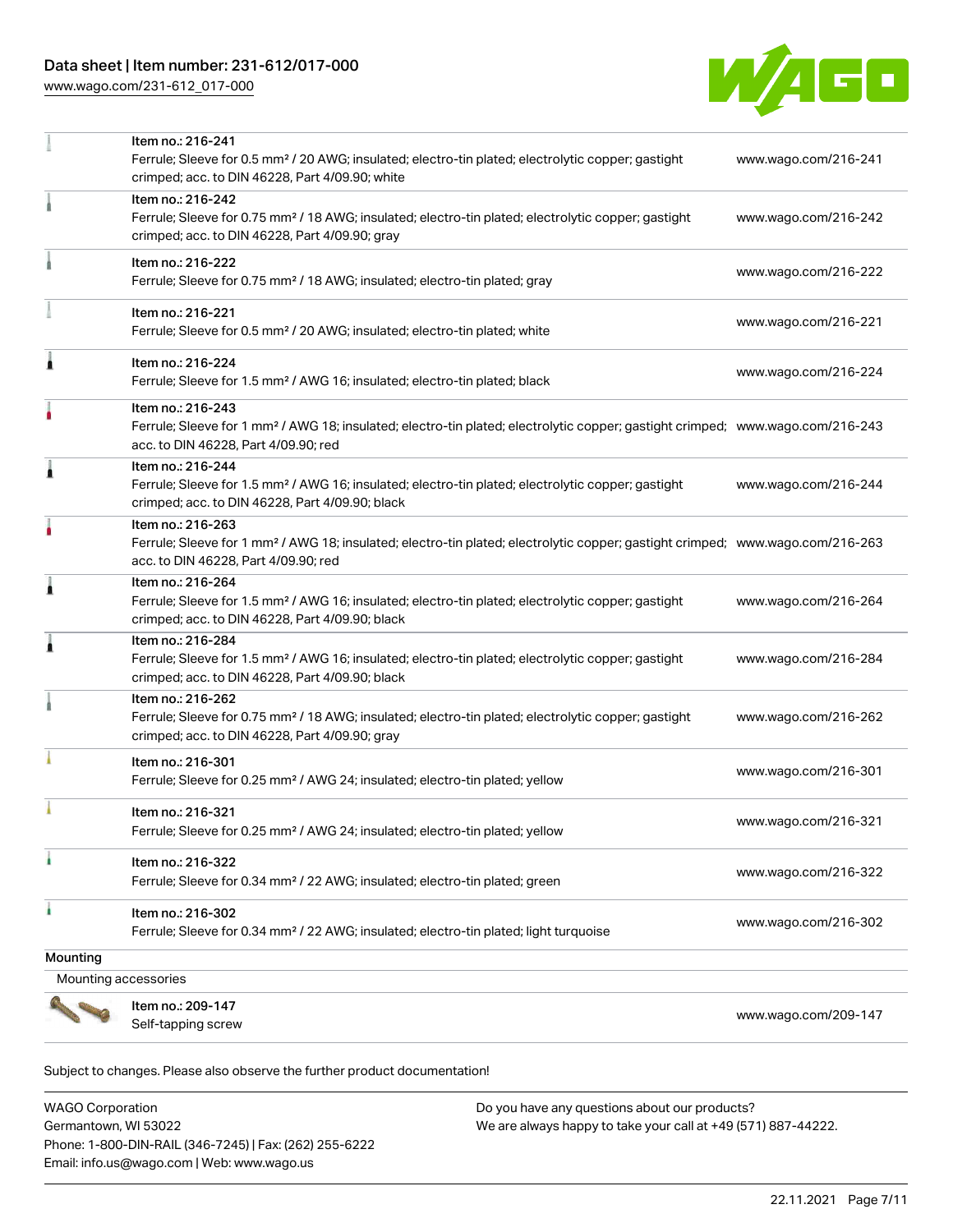| | | |
|---|---|---|
| | Item no.: 216-241<br>Ferrule; Sleeve for 0.5 mm² / 20 AWG; insulated; electro-tin plated; electrolytic copper; gastight crimped; acc. to DIN 46228, Part 4/09.90; white | www.wago.com/216-241 |
| | Item no.: 216-242<br>Ferrule; Sleeve for 0.75 mm² / 18 AWG; insulated; electro-tin plated; electrolytic copper; gastight crimped; acc. to DIN 46228, Part 4/09.90; gray | www.wago.com/216-242 |
| | Item no.: 216-222<br>Ferrule; Sleeve for 0.75 mm² / 18 AWG; insulated; electro-tin plated; gray | www.wago.com/216-222 |
| | Item no.: 216-221<br>Ferrule; Sleeve for 0.5 mm² / 20 AWG; insulated; electro-tin plated; white | www.wago.com/216-221 |
| | Item no.: 216-224<br>Ferrule; Sleeve for 1.5 mm² / AWG 16; insulated; electro-tin plated; black | www.wago.com/216-224 |
| | Item no.: 216-243<br>Ferrule; Sleeve for 1 mm² / AWG 18; insulated; electro-tin plated; electrolytic copper; gastight crimped; acc. to DIN 46228, Part 4/09.90; red | www.wago.com/216-243 |
| | Item no.: 216-244<br>Ferrule; Sleeve for 1.5 mm² / AWG 16; insulated; electro-tin plated; electrolytic copper; gastight crimped; acc. to DIN 46228, Part 4/09.90; black | www.wago.com/216-244 |
| | Item no.: 216-263<br>Ferrule; Sleeve for 1 mm² / AWG 18; insulated; electro-tin plated; electrolytic copper; gastight crimped; acc. to DIN 46228, Part 4/09.90; red | www.wago.com/216-263 |
| | Item no.: 216-264<br>Ferrule; Sleeve for 1.5 mm² / AWG 16; insulated; electro-tin plated; electrolytic copper; gastight crimped; acc. to DIN 46228, Part 4/09.90; black | www.wago.com/216-264 |
| | Item no.: 216-284<br>Ferrule; Sleeve for 1.5 mm² / AWG 16; insulated; electro-tin plated; electrolytic copper; gastight crimped; acc. to DIN 46228, Part 4/09.90; black | www.wago.com/216-284 |
| | Item no.: 216-262<br>Ferrule; Sleeve for 0.75 mm² / 18 AWG; insulated; electro-tin plated; electrolytic copper; gastight crimped; acc. to DIN 46228, Part 4/09.90; gray | www.wago.com/216-262 |
| | Item no.: 216-301<br>Ferrule; Sleeve for 0.25 mm² / AWG 24; insulated; electro-tin plated; yellow | www.wago.com/216-301 |
| | Item no.: 216-321<br>Ferrule; Sleeve for 0.25 mm² / AWG 24; insulated; electro-tin plated; yellow | www.wago.com/216-321 |
| | Item no.: 216-322<br>Ferrule; Sleeve for 0.34 mm² / 22 AWG; insulated; electro-tin plated; green | www.wago.com/216-322 |
| | Item no.: 216-302<br>Ferrule; Sleeve for 0.34 mm² / 22 AWG; insulated; electro-tin plated; light turquoise | www.wago.com/216-302 |

Mounting

Mounting accessories

| | | |
|---|---|---|
| | Item no.: 209-147<br>Self-tapping screw | www.wago.com/209-147 |

Subject to changes. Please also observe the further product documentation!

WAGO Corporation
Germantown, WI 53022
Phone: 1-800-DIN-RAIL (346-7245) | Fax: (262) 255-6222
Email: info.us@wago.com | Web: www.wago.us

Do you have any questions about our products?
We are always happy to take your call at +49 (571) 887-44222.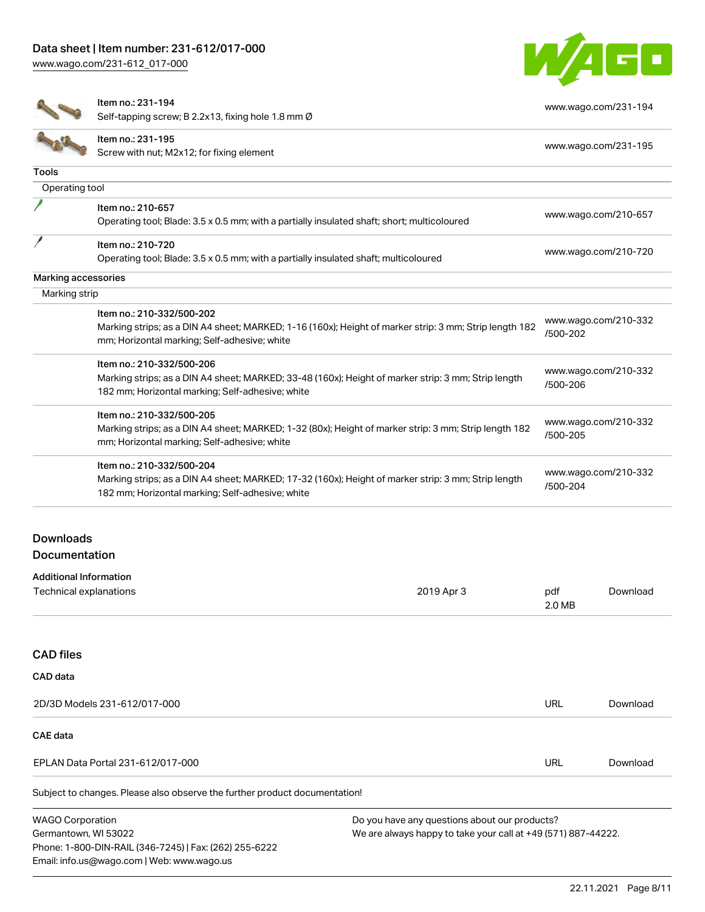| | | |
|---|---|---|
| | Item no.: 231-194<br>Self-tapping screw; B 2.2x13, fixing hole 1.8 mm Ø | www.wago.com/231-194 |
| | Item no.: 231-195<br>Screw with nut; M2x12; for fixing element | www.wago.com/231-195 |

**Tools**

Operating tool

| | | |
|---|---|---|
| | Item no.: 210-657<br>Operating tool; Blade: 3.5 x 0.5 mm; with a partially insulated shaft; short; multicoloured | www.wago.com/210-657 |
| | Item no.: 210-720<br>Operating tool; Blade: 3.5 x 0.5 mm; with a partially insulated shaft; multicoloured | www.wago.com/210-720 |

**Marking accessories**

Marking strip

| | | |
|---|---|---|
| | Item no.: 210-332/500-202<br>Marking strips; as a DIN A4 sheet; MARKED; 1-16 (160x); Height of marker strip: 3 mm; Strip length 182 mm; Horizontal marking; Self-adhesive; white | www.wago.com/210-332/500-202 |
| | Item no.: 210-332/500-206<br>Marking strips; as a DIN A4 sheet; MARKED; 33-48 (160x); Height of marker strip: 3 mm; Strip length 182 mm; Horizontal marking; Self-adhesive; white | www.wago.com/210-332/500-206 |
| | Item no.: 210-332/500-205<br>Marking strips; as a DIN A4 sheet; MARKED; 1-32 (80x); Height of marker strip: 3 mm; Strip length 182 mm; Horizontal marking; Self-adhesive; white | www.wago.com/210-332/500-205 |
| | Item no.: 210-332/500-204<br>Marking strips; as a DIN A4 sheet; MARKED; 17-32 (160x); Height of marker strip: 3 mm; Strip length 182 mm; Horizontal marking; Self-adhesive; white | www.wago.com/210-332/500-204 |

## Downloads

## Documentation

**Additional Information**

| | | | |
|---|---|---|---|
| Technical explanations | 2019 Apr 3 | pdf<br>2.0 MB | Download |

## CAD files

**CAD data**

| | | |
|---|---|---|
| 2D/3D Models 231-612/017-000 | URL | Download |

**CAE data**

| | | |
|---|---|---|
| EPLAN Data Portal 231-612/017-000 | URL | Download |

Subject to changes. Please also observe the further product documentation!

WAGO Corporation
Germantown, WI 53022
Phone: 1-800-DIN-RAIL (346-7245) | Fax: (262) 255-6222
Email: info.us@wago.com | Web: www.wago.us

Do you have any questions about our products?
We are always happy to take your call at +49 (571) 887-44222.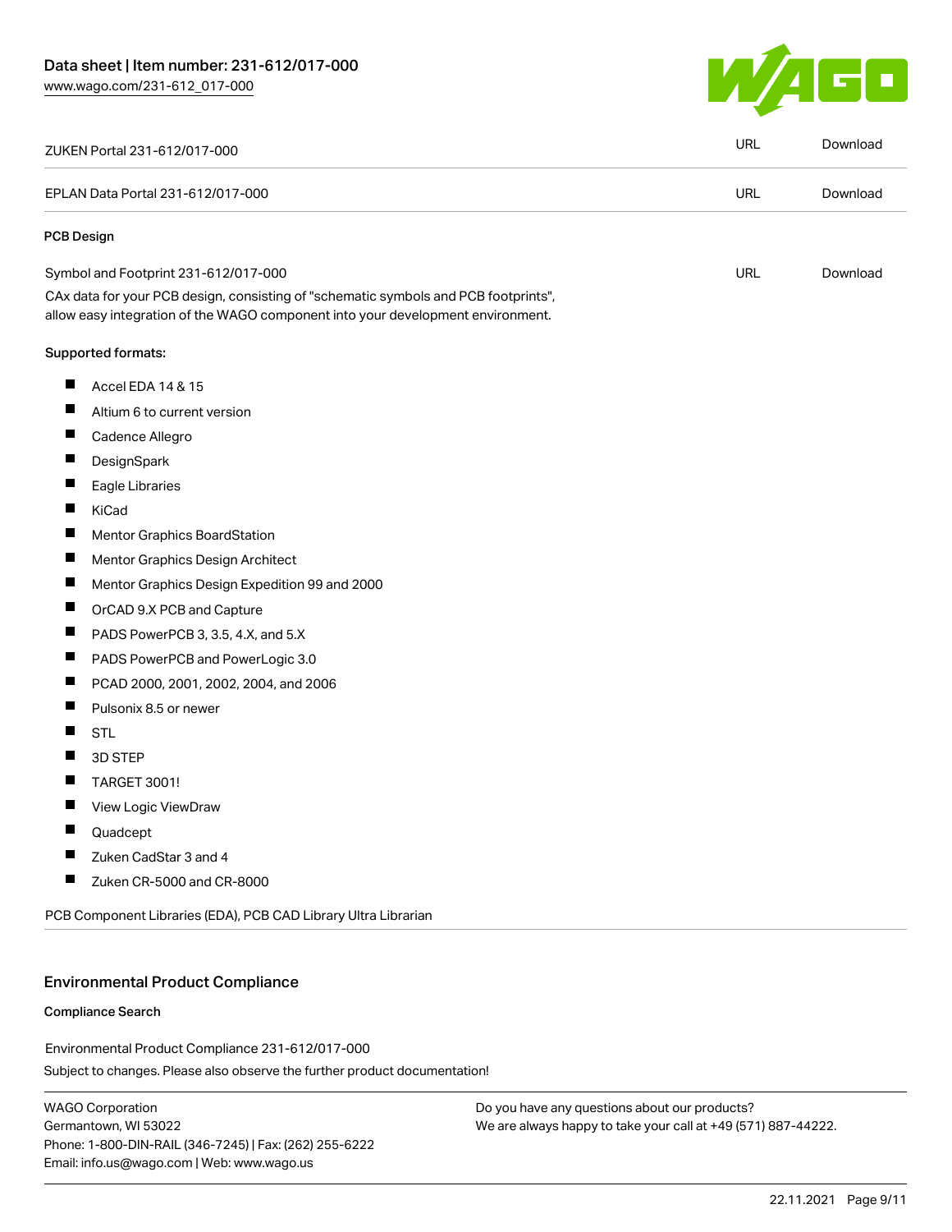| | | |
|---|---|---|
| ZUKEN Portal 231-612/017-000 | URL | Download |
| EPLAN Data Portal 231-612/017-000 | URL | Download |

### PCB Design

| | | |
|---|---|---|
| Symbol and Footprint 231-612/017-000 | URL | Download |

CAx data for your PCB design, consisting of "schematic symbols and PCB footprints", allow easy integration of the WAGO component into your development environment.

Supported formats:

- Accel EDA 14 & 15
- Altium 6 to current version
- Cadence Allegro
- DesignSpark
- Eagle Libraries
- KiCad
- Mentor Graphics BoardStation
- Mentor Graphics Design Architect
- Mentor Graphics Design Expedition 99 and 2000
- OrCAD 9.X PCB and Capture
- PADS PowerPCB 3, 3.5, 4.X, and 5.X
- PADS PowerPCB and PowerLogic 3.0
- PCAD 2000, 2001, 2002, 2004, and 2006
- Pulsonix 8.5 or newer
- STL
- 3D STEP
- TARGET 3001!
- View Logic ViewDraw
- Quadcept
- Zuken CadStar 3 and 4
- Zuken CR-5000 and CR-8000

PCB Component Libraries (EDA), PCB CAD Library Ultra Librarian

## Environmental Product Compliance

### Compliance Search

Environmental Product Compliance 231-612/017-000

Subject to changes. Please also observe the further product documentation!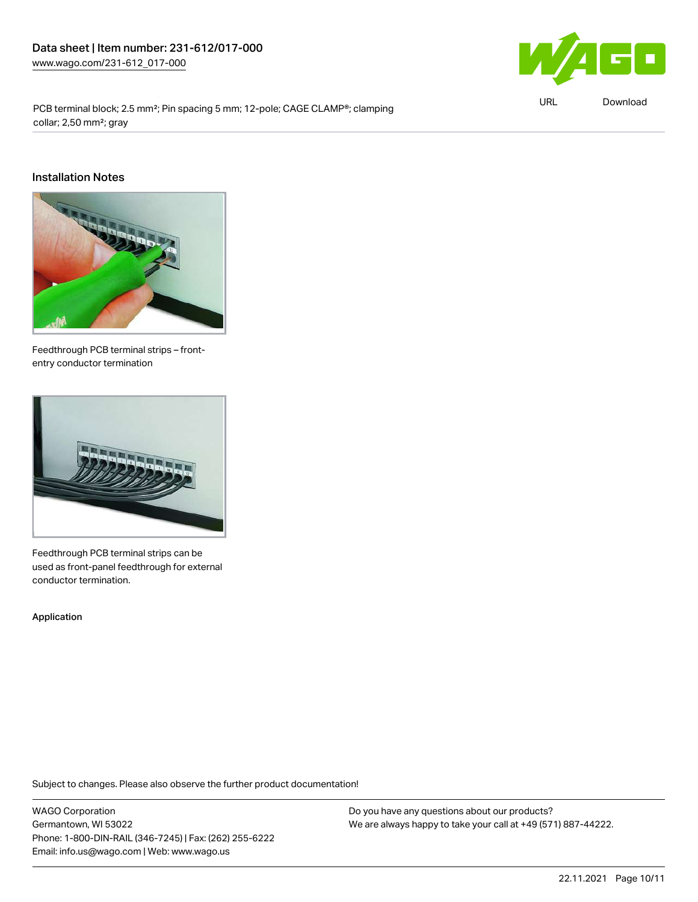## Installation Notes

Feedthrough PCB terminal strips – front-entry conductor termination

Feedthrough PCB terminal strips can be used as front-panel feedthrough for external conductor termination.

**Application**

Subject to changes. Please also observe the further product documentation!

WAGO Corporation
Germantown, WI 53022
Phone: 1-800-DIN-RAIL (346-7245) | Fax: (262) 255-6222
Email: info.us@wago.com | Web: www.wago.us

Do you have any questions about our products?
We are always happy to take your call at +49 (571) 887-44222.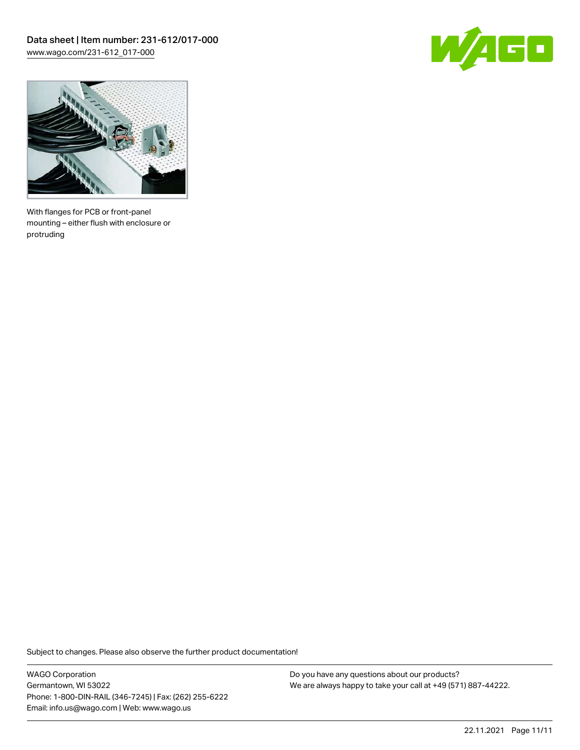With flanges for PCB or front-panel mounting – either flush with enclosure or protruding

Subject to changes. Please also observe the further product documentation!

WAGO Corporation
Germantown, WI 53022
Phone: 1-800-DIN-RAIL (346-7245) | Fax: (262) 255-6222
Email: info.us@wago.com | Web: www.wago.us

Do you have any questions about our products?
We are always happy to take your call at +49 (571) 887-44222.